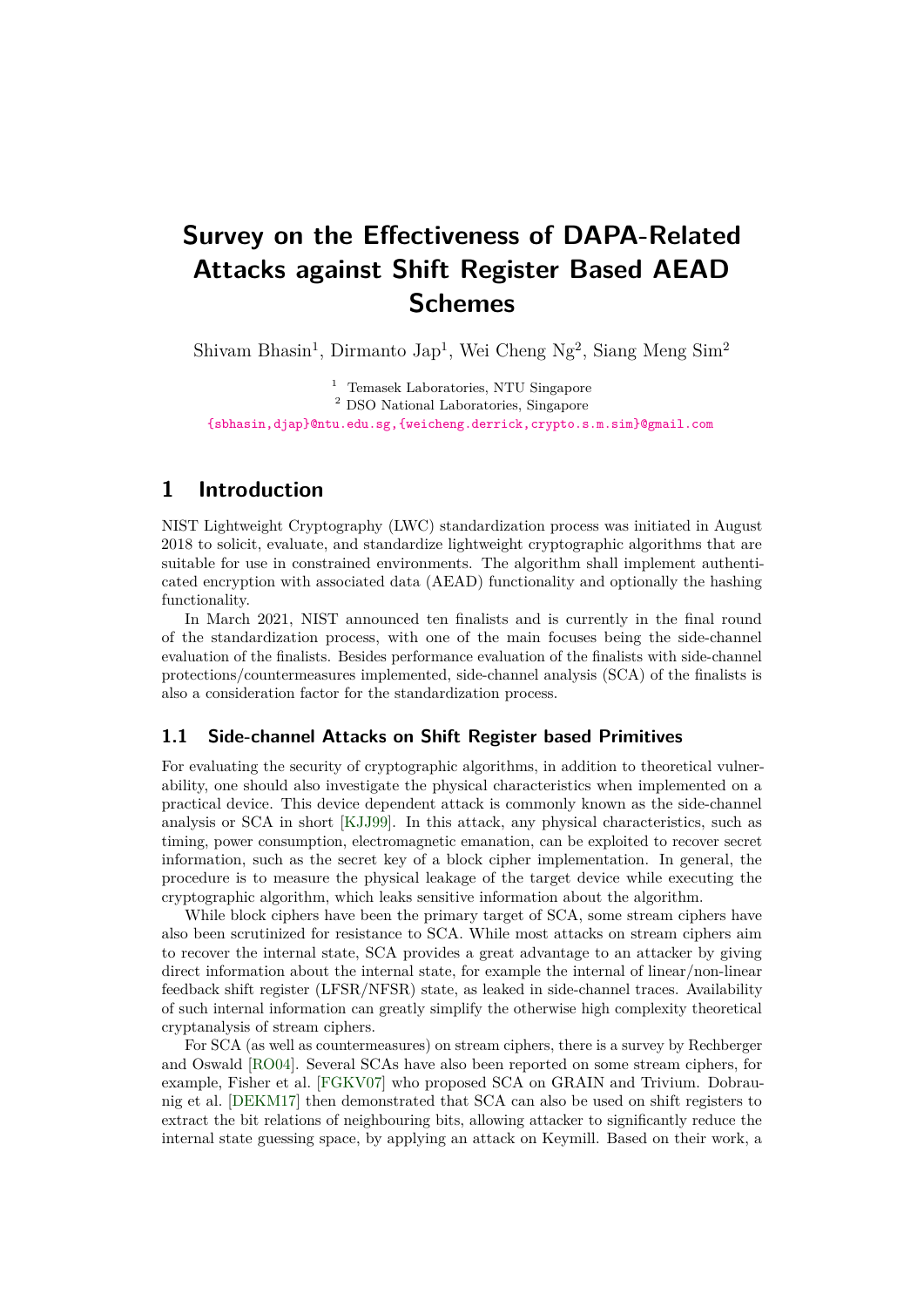# Survey on the Effectiveness of DAPA-Related Attacks against Shift Register Based AEAD Schemes

Shivam Bhasin[1], Dirmanto Jap[1], Wei Cheng Ng[2], Siang Meng Sim[2]

[1] Temasek Laboratories, NTU Singapore
[2] DSO National Laboratories, Singapore
{sbhasin,djap}@ntu.edu.sg,{weicheng.derrick,crypto.s.m.sim}@gmail.com

## 1 Introduction

NIST Lightweight Cryptography (LWC) standardization process was initiated in August 2018 to solicit, evaluate, and standardize lightweight cryptographic algorithms that are suitable for use in constrained environments. The algorithm shall implement authenticated encryption with associated data (AEAD) functionality and optionally the hashing functionality.

In March 2021, NIST announced ten finalists and is currently in the final round of the standardization process, with one of the main focuses being the side-channel evaluation of the finalists. Besides performance evaluation of the finalists with side-channel protections/countermeasures implemented, side-channel analysis (SCA) of the finalists is also a consideration factor for the standardization process.

### 1.1 Side-channel Attacks on Shift Register based Primitives

For evaluating the security of cryptographic algorithms, in addition to theoretical vulnerability, one should also investigate the physical characteristics when implemented on a practical device. This device dependent attack is commonly known as the side-channel analysis or SCA in short [KJJ99]. In this attack, any physical characteristics, such as timing, power consumption, electromagnetic emanation, can be exploited to recover secret information, such as the secret key of a block cipher implementation. In general, the procedure is to measure the physical leakage of the target device while executing the cryptographic algorithm, which leaks sensitive information about the algorithm.

While block ciphers have been the primary target of SCA, some stream ciphers have also been scrutinized for resistance to SCA. While most attacks on stream ciphers aim to recover the internal state, SCA provides a great advantage to an attacker by giving direct information about the internal state, for example the internal of linear/non-linear feedback shift register (LFSR/NFSR) state, as leaked in side-channel traces. Availability of such internal information can greatly simplify the otherwise high complexity theoretical cryptanalysis of stream ciphers.

For SCA (as well as countermeasures) on stream ciphers, there is a survey by Rechberger and Oswald [RO04]. Several SCAs have also been reported on some stream ciphers, for example, Fisher et al. [FGKV07] who proposed SCA on GRAIN and Trivium. Dobraunig et al. [DEKM17] then demonstrated that SCA can also be used on shift registers to extract the bit relations of neighbouring bits, allowing attacker to significantly reduce the internal state guessing space, by applying an attack on Keymill. Based on their work, a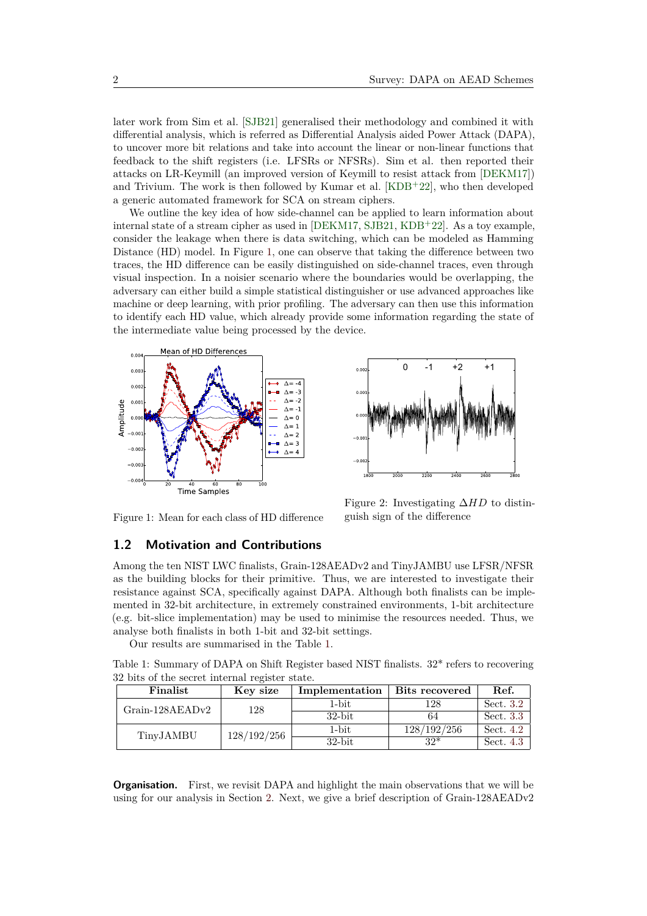later work from Sim et al. [SJB21] generalised their methodology and combined it with differential analysis, which is referred as Differential Analysis aided Power Attack (DAPA), to uncover more bit relations and take into account the linear or non-linear functions that feedback to the shift registers (i.e. LFSRs or NFSRs). Sim et al. then reported their attacks on LR-Keymill (an improved version of Keymill to resist attack from [DEKM17]) and Trivium. The work is then followed by Kumar et al. [KDB+22], who then developed a generic automated framework for SCA on stream ciphers.

We outline the key idea of how side-channel can be applied to learn information about internal state of a stream cipher as used in [DEKM17, SJB21, KDB+22]. As a toy example, consider the leakage when there is data switching, which can be modeled as Hamming Distance (HD) model. In Figure 1, one can observe that taking the difference between two traces, the HD difference can be easily distinguished on side-channel traces, even through visual inspection. In a noisier scenario where the boundaries would be overlapping, the adversary can either build a simple statistical distinguisher or use advanced approaches like machine or deep learning, with prior profiling. The adversary can then use this information to identify each HD value, which already provide some information regarding the state of the intermediate value being processed by the device.

Mean of HD Differences

Amplitude

Time Samples

0.004
0.003
0.002
0.001
0.000
−0.001
−0.002
−0.003
−0.004

0
20
40
60
80
100

Δ= -4
Δ= -3
Δ= -2
Δ= -1
Δ= 0
Δ= 1
Δ= 2
Δ= 3
Δ= 4

Figure 1: Mean for each class of HD difference

0
-1
+2
+1

0.002
0.001
0.000
−0.001
−0.002

1800
2000
2200
2400
2600
2800

Figure 2: Investigating $\Delta HD$ to distinguish sign of the difference

## 1.2 Motivation and Contributions

Among the ten NIST LWC finalists, Grain-128AEADv2 and TinyJAMBU use LFSR/NFSR as the building blocks for their primitive. Thus, we are interested to investigate their resistance against SCA, specifically against DAPA. Although both finalists can be implemented in 32-bit architecture, in extremely constrained environments, 1-bit architecture (e.g. bit-slice implementation) may be used to minimise the resources needed. Thus, we analyse both finalists in both 1-bit and 32-bit settings.

Our results are summarised in the Table 1.

Table 1: Summary of DAPA on Shift Register based NIST finalists. 32* refers to recovering 32 bits of the secret internal register state.

| Finalist | Key size | Implementation | Bits recovered | Ref. |
|---|---|---|---|---|
| Grain-128AEADv2 | 128 | 1-bit | 128 | Sect. 3.2 |
| | | 32-bit | 64 | Sect. 3.3 |
| TinyJAMBU | 128/192/256 | 1-bit | 128/192/256 | Sect. 4.2 |
| | | 32-bit | 32* | Sect. 4.3 |

**Organisation.** First, we revisit DAPA and highlight the main observations that we will be using for our analysis in Section 2. Next, we give a brief description of Grain-128AEADv2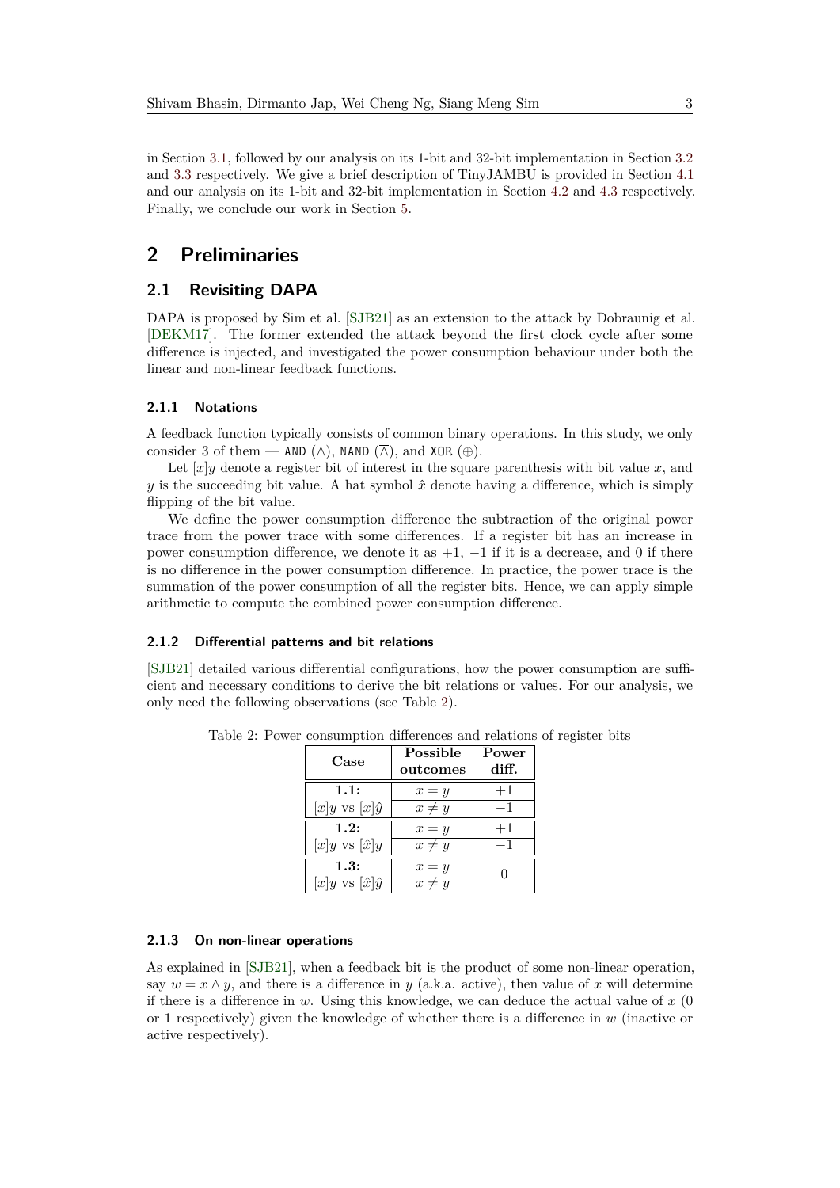in Section 3.1, followed by our analysis on its 1-bit and 32-bit implementation in Section 3.2 and 3.3 respectively. We give a brief description of TinyJAMBU is provided in Section 4.1 and our analysis on its 1-bit and 32-bit implementation in Section 4.2 and 4.3 respectively. Finally, we conclude our work in Section 5.

# 2 Preliminaries

## 2.1 Revisiting DAPA

DAPA is proposed by Sim et al. [SJB21] as an extension to the attack by Dobraunig et al. [DEKM17]. The former extended the attack beyond the first clock cycle after some difference is injected, and investigated the power consumption behaviour under both the linear and non-linear feedback functions.

### 2.1.1 Notations

A feedback function typically consists of common binary operations. In this study, we only consider 3 of them — AND ($\wedge$), NAND ($\overline{\wedge}$), and XOR ($\oplus$).

Let $[x]y$ denote a register bit of interest in the square parenthesis with bit value $x$, and $y$ is the succeeding bit value. A hat symbol $\hat{x}$ denote having a difference, which is simply flipping of the bit value.

We define the power consumption difference the subtraction of the original power trace from the power trace with some differences. If a register bit has an increase in power consumption difference, we denote it as $+1$, $-1$ if it is a decrease, and 0 if there is no difference in the power consumption difference. In practice, the power trace is the summation of the power consumption of all the register bits. Hence, we can apply simple arithmetic to compute the combined power consumption difference.

### 2.1.2 Differential patterns and bit relations

[SJB21] detailed various differential configurations, how the power consumption are sufficient and necessary conditions to derive the bit relations or values. For our analysis, we only need the following observations (see Table 2).

Table 2: Power consumption differences and relations of register bits

| Case | Possible outcomes | Power diff. |
|---|---|---|
| **1.1:** $[x]y$ vs $[x]\hat{y}$ | $x = y$ | $+1$ |
| | $x \neq y$ | $-1$ |
| **1.2:** $[x]y$ vs $[\hat{x}]y$ | $x = y$ | $+1$ |
| | $x \neq y$ | $-1$ |
| **1.3:** $[x]y$ vs $[\hat{x}]\hat{y}$ | $x = y$ | 0 |
| | $x \neq y$ | |

### 2.1.3 On non-linear operations

As explained in [SJB21], when a feedback bit is the product of some non-linear operation, say $w = x \wedge y$, and there is a difference in $y$ (a.k.a. active), then value of $x$ will determine if there is a difference in $w$. Using this knowledge, we can deduce the actual value of $x$ (0 or 1 respectively) given the knowledge of whether there is a difference in $w$ (inactive or active respectively).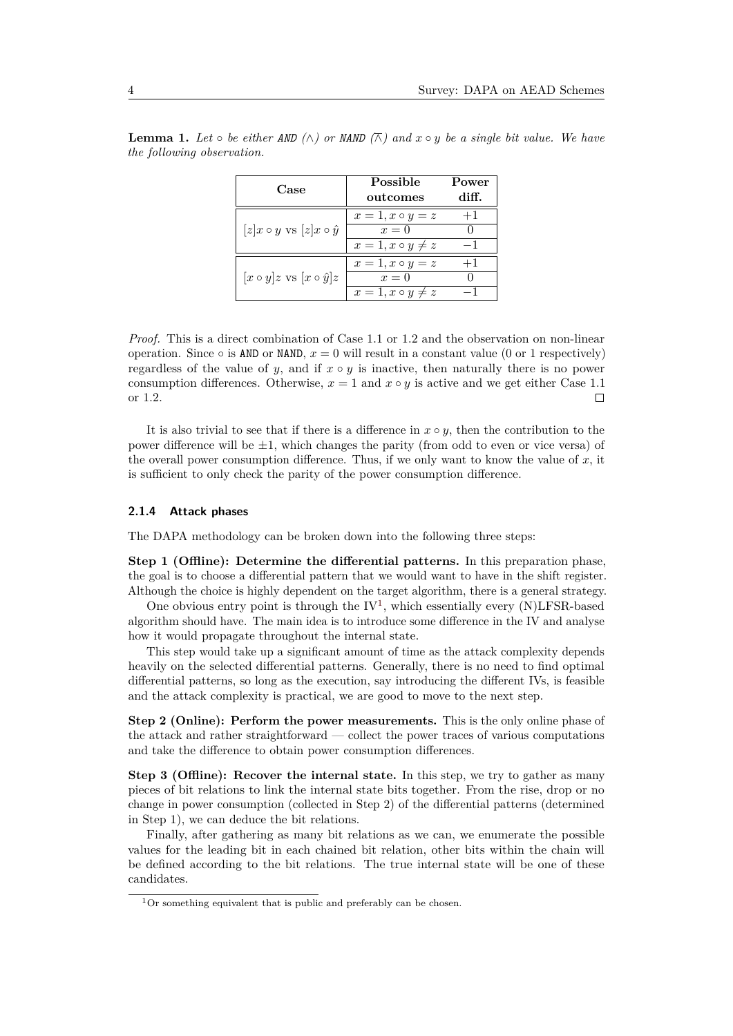**Lemma 1.** *Let $\circ$ be either* AND ($\wedge$) *or* NAND ($\overline{\wedge}$) *and $x \circ y$ be a single bit value. We have the following observation.*

| Case | Possible outcomes | Power diff. |
|---|---|---|
| $[z]x \circ y$ vs $[z]x \circ \hat{y}$ | $x = 1, x \circ y = z$ | $+1$ |
| | $x = 0$ | $0$ |
| | $x = 1, x \circ y \neq z$ | $-1$ |
| $[x \circ y]z$ vs $[x \circ \hat{y}]z$ | $x = 1, x \circ y = z$ | $+1$ |
| | $x = 0$ | $0$ |
| | $x = 1, x \circ y \neq z$ | $-1$ |

*Proof.* This is a direct combination of Case 1.1 or 1.2 and the observation on non-linear operation. Since $\circ$ is AND or NAND, $x = 0$ will result in a constant value (0 or 1 respectively) regardless of the value of $y$, and if $x \circ y$ is inactive, then naturally there is no power consumption differences. Otherwise, $x = 1$ and $x \circ y$ is active and we get either Case 1.1 or 1.2. □

It is also trivial to see that if there is a difference in $x \circ y$, then the contribution to the power difference will be $\pm 1$, which changes the parity (from odd to even or vice versa) of the overall power consumption difference. Thus, if we only want to know the value of $x$, it is sufficient to only check the parity of the power consumption difference.

#### 2.1.4 Attack phases

The DAPA methodology can be broken down into the following three steps:

**Step 1 (Offline): Determine the differential patterns.** In this preparation phase, the goal is to choose a differential pattern that we would want to have in the shift register. Although the choice is highly dependent on the target algorithm, there is a general strategy.

One obvious entry point is through the IV[1], which essentially every (N)LFSR-based algorithm should have. The main idea is to introduce some difference in the IV and analyse how it would propagate throughout the internal state.

This step would take up a significant amount of time as the attack complexity depends heavily on the selected differential patterns. Generally, there is no need to find optimal differential patterns, so long as the execution, say introducing the different IVs, is feasible and the attack complexity is practical, we are good to move to the next step.

**Step 2 (Online): Perform the power measurements.** This is the only online phase of the attack and rather straightforward — collect the power traces of various computations and take the difference to obtain power consumption differences.

**Step 3 (Offline): Recover the internal state.** In this step, we try to gather as many pieces of bit relations to link the internal state bits together. From the rise, drop or no change in power consumption (collected in Step 2) of the differential patterns (determined in Step 1), we can deduce the bit relations.

Finally, after gathering as many bit relations as we can, we enumerate the possible values for the leading bit in each chained bit relation, other bits within the chain will be defined according to the bit relations. The true internal state will be one of these candidates.

[1] Or something equivalent that is public and preferably can be chosen.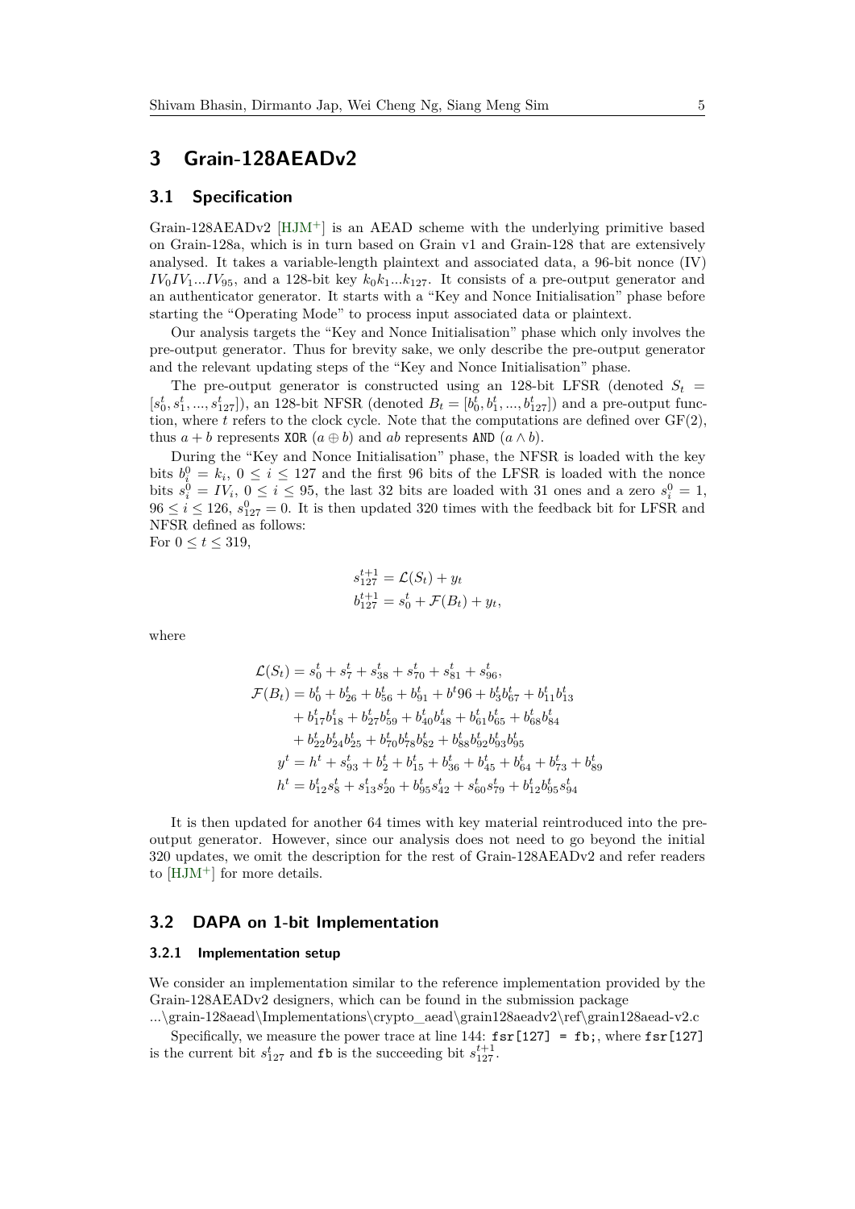## 3 Grain-128AEADv2

### 3.1 Specification

Grain-128AEADv2 [HJM+] is an AEAD scheme with the underlying primitive based on Grain-128a, which is in turn based on Grain v1 and Grain-128 that are extensively analysed. It takes a variable-length plaintext and associated data, a 96-bit nonce (IV) $IV_0IV_1...IV_{95}$, and a 128-bit key $k_0k_1...k_{127}$. It consists of a pre-output generator and an authenticator generator. It starts with a "Key and Nonce Initialisation" phase before starting the "Operating Mode" to process input associated data or plaintext.

Our analysis targets the "Key and Nonce Initialisation" phase which only involves the pre-output generator. Thus for brevity sake, we only describe the pre-output generator and the relevant updating steps of the "Key and Nonce Initialisation" phase.

The pre-output generator is constructed using an 128-bit LFSR (denoted $S_t = [s_0^t, s_1^t, ..., s_{127}^t]$), an 128-bit NFSR (denoted $B_t = [b_0^t, b_1^t, ..., b_{127}^t]$) and a pre-output function, where $t$ refers to the clock cycle. Note that the computations are defined over GF(2), thus $a + b$ represents XOR ($a \oplus b$) and $ab$ represents AND ($a \wedge b$).

During the "Key and Nonce Initialisation" phase, the NFSR is loaded with the key bits $b_i^0 = k_i$, $0 \leq i \leq 127$ and the first 96 bits of the LFSR is loaded with the nonce bits $s_i^0 = IV_i$, $0 \leq i \leq 95$, the last 32 bits are loaded with 31 ones and a zero $s_i^0 = 1$, $96 \leq i \leq 126$, $s_{127}^0 = 0$. It is then updated 320 times with the feedback bit for LFSR and NFSR defined as follows:
For $0 \leq t \leq 319$,

$$
\begin{aligned}
s_{127}^{t+1} &= \mathcal{L}(S_t) + y_t \\
b_{127}^{t+1} &= s_0^t + \mathcal{F}(B_t) + y_t,
\end{aligned}
$$

where

$$
\begin{aligned}
\mathcal{L}(S_t) &= s_0^t + s_7^t + s_{38}^t + s_{70}^t + s_{81}^t + s_{96}^t, \\
\mathcal{F}(B_t) &= b_0^t + b_{26}^t + b_{56}^t + b_{91}^t + b^t 96 + b_3^t b_{67}^t + b_{11}^t b_{13}^t \\
&\quad + b_{17}^t b_{18}^t + b_{27}^t b_{59}^t + b_{40}^t b_{48}^t + b_{61}^t b_{65}^t + b_{68}^t b_{84}^t \\
&\quad + b_{22}^t b_{24}^t b_{25}^t + b_{70}^t b_{78}^t b_{82}^t + b_{88}^t b_{92}^t b_{93}^t b_{95}^t \\
y^t &= h^t + s_{93}^t + b_2^t + b_{15}^t + b_{36}^t + b_{45}^t + b_{64}^t + b_{73}^t + b_{89}^t \\
h^t &= b_{12}^t s_8^t + s_{13}^t s_{20}^t + b_{95}^t s_{42}^t + s_{60}^t s_{79}^t + b_{12}^t b_{95}^t s_{94}^t
\end{aligned}
$$

It is then updated for another 64 times with key material reintroduced into the pre-output generator. However, since our analysis does not need to go beyond the initial 320 updates, we omit the description for the rest of Grain-128AEADv2 and refer readers to [HJM+] for more details.

### 3.2 DAPA on 1-bit Implementation

#### 3.2.1 Implementation setup

We consider an implementation similar to the reference implementation provided by the Grain-128AEADv2 designers, which can be found in the submission package
...\grain-128aead\Implementations\crypto_aead\grain128aeadv2\ref\grain128aead-v2.c

Specifically, we measure the power trace at line 144: `fsr[127] = fb;`, where `fsr[127]` is the current bit $s_{127}^t$ and `fb` is the succeeding bit $s_{127}^{t+1}$.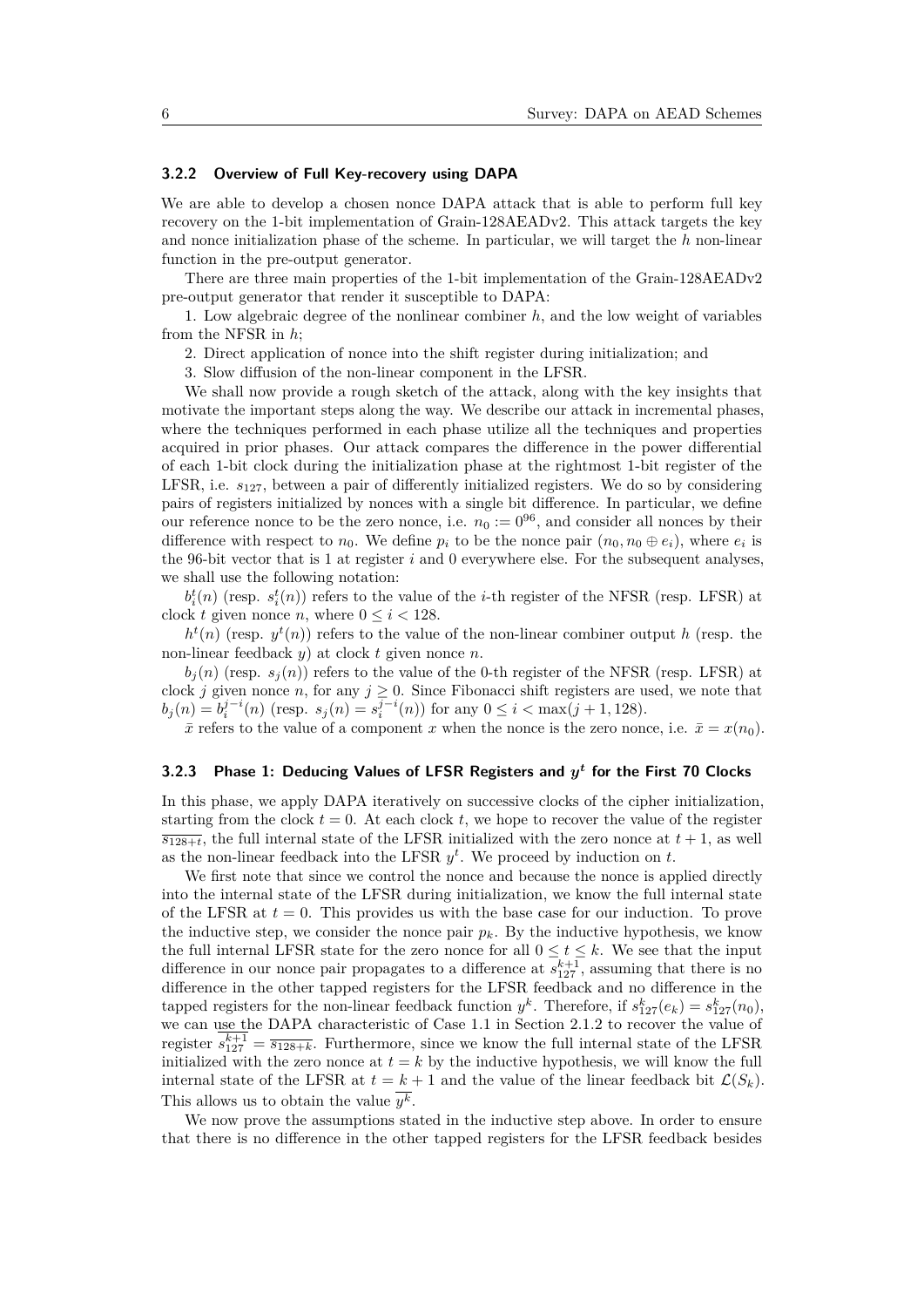### 3.2.2 Overview of Full Key-recovery using DAPA

We are able to develop a chosen nonce DAPA attack that is able to perform full key recovery on the 1-bit implementation of Grain-128AEADv2. This attack targets the key and nonce initialization phase of the scheme. In particular, we will target the $h$ non-linear function in the pre-output generator.

There are three main properties of the 1-bit implementation of the Grain-128AEADv2 pre-output generator that render it susceptible to DAPA:

1. Low algebraic degree of the nonlinear combiner $h$, and the low weight of variables from the NFSR in $h$;

2. Direct application of nonce into the shift register during initialization; and

3. Slow diffusion of the non-linear component in the LFSR.

We shall now provide a rough sketch of the attack, along with the key insights that motivate the important steps along the way. We describe our attack in incremental phases, where the techniques performed in each phase utilize all the techniques and properties acquired in prior phases. Our attack compares the difference in the power differential of each 1-bit clock during the initialization phase at the rightmost 1-bit register of the LFSR, i.e. $s_{127}$, between a pair of differently initialized registers. We do so by considering pairs of registers initialized by nonces with a single bit difference. In particular, we define our reference nonce to be the zero nonce, i.e. $n_0 := 0^{96}$, and consider all nonces by their difference with respect to $n_0$. We define $p_i$ to be the nonce pair $(n_0, n_0 \oplus e_i)$, where $e_i$ is the 96-bit vector that is 1 at register $i$ and 0 everywhere else. For the subsequent analyses, we shall use the following notation:

$b_i^t(n)$ (resp. $s_i^t(n)$) refers to the value of the $i$-th register of the NFSR (resp. LFSR) at clock $t$ given nonce $n$, where $0 \leq i < 128$.

$h^t(n)$ (resp. $y^t(n)$) refers to the value of the non-linear combiner output $h$ (resp. the non-linear feedback $y$) at clock $t$ given nonce $n$.

$b_j(n)$ (resp. $s_j(n)$) refers to the value of the 0-th register of the NFSR (resp. LFSR) at clock $j$ given nonce $n$, for any $j \geq 0$. Since Fibonacci shift registers are used, we note that $b_j(n) = b_i^{j-i}(n)$ (resp. $s_j(n) = s_i^{j-i}(n)$) for any $0 \leq i < \max(j+1, 128)$.

$\bar{x}$ refers to the value of a component $x$ when the nonce is the zero nonce, i.e. $\bar{x} = x(n_0)$.

### 3.2.3 Phase 1: Deducing Values of LFSR Registers and $y^t$ for the First 70 Clocks

In this phase, we apply DAPA iteratively on successive clocks of the cipher initialization, starting from the clock $t = 0$. At each clock $t$, we hope to recover the value of the register $\overline{s_{128+t}}$, the full internal state of the LFSR initialized with the zero nonce at $t+1$, as well as the non-linear feedback into the LFSR $y^t$. We proceed by induction on $t$.

We first note that since we control the nonce and because the nonce is applied directly into the internal state of the LFSR during initialization, we know the full internal state of the LFSR at $t = 0$. This provides us with the base case for our induction. To prove the inductive step, we consider the nonce pair $p_k$. By the inductive hypothesis, we know the full internal LFSR state for the zero nonce for all $0 \leq t \leq k$. We see that the input difference in our nonce pair propagates to a difference at $s_{127}^{k+1}$, assuming that there is no difference in the other tapped registers for the LFSR feedback and no difference in the tapped registers for the non-linear feedback function $y^k$. Therefore, if $s_{127}^k(e_k) = s_{127}^k(n_0)$, we can use the DAPA characteristic of Case 1.1 in Section 2.1.2 to recover the value of register $\overline{s_{127}^{k+1}} = \overline{s_{128+k}}$. Furthermore, since we know the full internal state of the LFSR initialized with the zero nonce at $t = k$ by the inductive hypothesis, we will know the full internal state of the LFSR at $t = k+1$ and the value of the linear feedback bit $\mathcal{L}(S_k)$. This allows us to obtain the value $\overline{y^k}$.

We now prove the assumptions stated in the inductive step above. In order to ensure that there is no difference in the other tapped registers for the LFSR feedback besides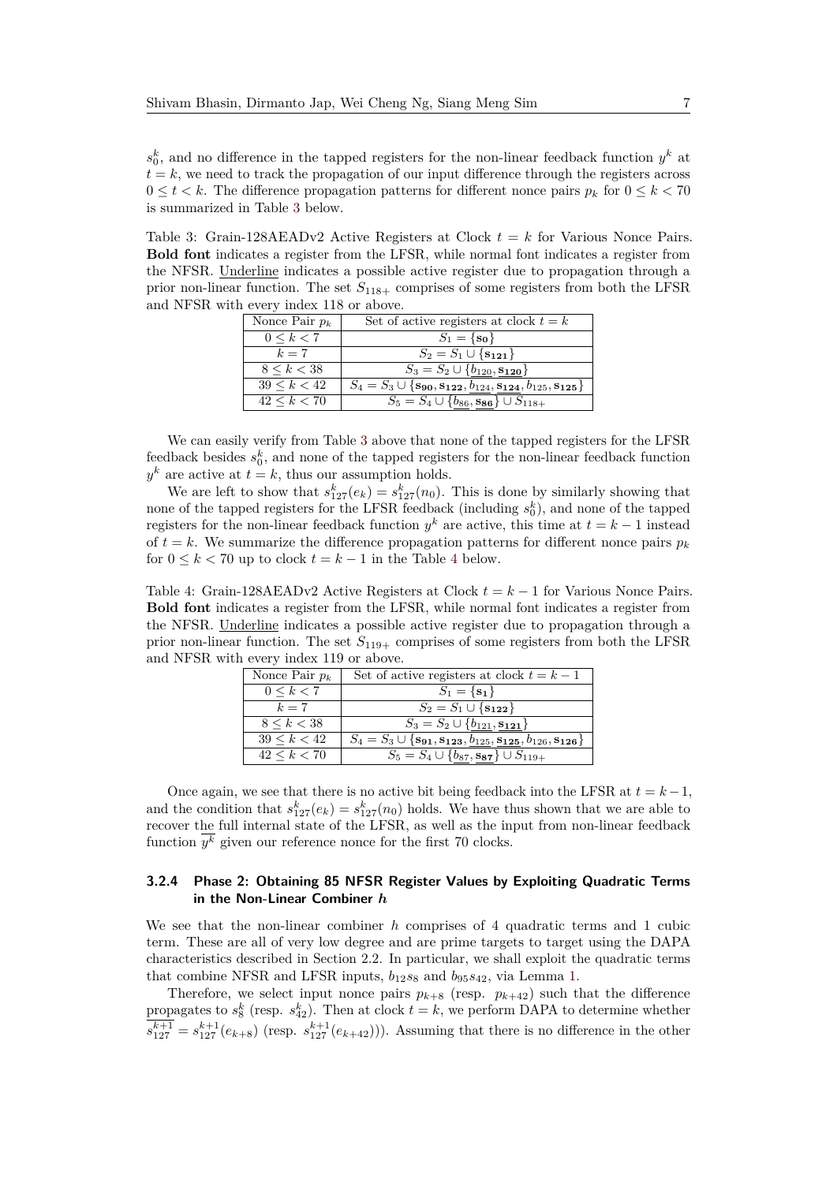$s_0^k$, and no difference in the tapped registers for the non-linear feedback function $y^k$ at $t = k$, we need to track the propagation of our input difference through the registers across $0 \leq t < k$. The difference propagation patterns for different nonce pairs $p_k$ for $0 \leq k < 70$ is summarized in Table 3 below.

Table 3: Grain-128AEADv2 Active Registers at Clock $t = k$ for Various Nonce Pairs. **Bold font** indicates a register from the LFSR, while normal font indicates a register from the NFSR. Underline indicates a possible active register due to propagation through a prior non-linear function. The set $S_{118+}$ comprises of some registers from both the LFSR and NFSR with every index 118 or above.

| Nonce Pair $p_k$ | Set of active registers at clock $t = k$ |
|---|---|
| $0 \leq k < 7$ | $S_1 = \{\mathbf{s_0}\}$ |
| $k = 7$ | $S_2 = S_1 \cup \{\mathbf{s_{121}}\}$ |
| $8 \leq k < 38$ | $S_3 = S_2 \cup \{\underline{b_{120}}, \underline{\mathbf{s_{120}}}\}$ |
| $39 \leq k < 42$ | $S_4 = S_3 \cup \{\mathbf{s_{90}}, \mathbf{s_{122}}, \underline{b_{124}}, \underline{\mathbf{s_{124}}}, b_{125}, \mathbf{s_{125}}\}$ |
| $42 \leq k < 70$ | $S_5 = S_4 \cup \{\underline{b_{86}}, \underline{\mathbf{s_{86}}}\} \cup S_{118+}$ |

We can easily verify from Table 3 above that none of the tapped registers for the LFSR feedback besides $s_0^k$, and none of the tapped registers for the non-linear feedback function $y^k$ are active at $t = k$, thus our assumption holds.

We are left to show that $s_{127}^k(e_k) = s_{127}^k(n_0)$. This is done by similarly showing that none of the tapped registers for the LFSR feedback (including $s_0^k$), and none of the tapped registers for the non-linear feedback function $y^k$ are active, this time at $t = k-1$ instead of $t = k$. We summarize the difference propagation patterns for different nonce pairs $p_k$ for $0 \leq k < 70$ up to clock $t = k-1$ in the Table 4 below.

Table 4: Grain-128AEADv2 Active Registers at Clock $t = k-1$ for Various Nonce Pairs. **Bold font** indicates a register from the LFSR, while normal font indicates a register from the NFSR. Underline indicates a possible active register due to propagation through a prior non-linear function. The set $S_{119+}$ comprises of some registers from both the LFSR and NFSR with every index 119 or above.

| Nonce Pair $p_k$ | Set of active registers at clock $t = k-1$ |
|---|---|
| $0 \leq k < 7$ | $S_1 = \{\mathbf{s_1}\}$ |
| $k = 7$ | $S_2 = S_1 \cup \{\mathbf{s_{122}}\}$ |
| $8 \leq k < 38$ | $S_3 = S_2 \cup \{\underline{b_{121}}, \underline{\mathbf{s_{121}}}\}$ |
| $39 \leq k < 42$ | $S_4 = S_3 \cup \{\mathbf{s_{91}}, \mathbf{s_{123}}, \underline{b_{125}}, \underline{\mathbf{s_{125}}}, b_{126}, \mathbf{s_{126}}\}$ |
| $42 \leq k < 70$ | $S_5 = S_4 \cup \{\underline{b_{87}}, \underline{\mathbf{s_{87}}}\} \cup S_{119+}$ |

Once again, we see that there is no active bit being feedback into the LFSR at $t = k-1$, and the condition that $s_{127}^k(e_k) = s_{127}^k(n_0)$ holds. We have thus shown that we are able to recover the full internal state of the LFSR, as well as the input from non-linear feedback function $\overline{y^k}$ given our reference nonce for the first 70 clocks.

### 3.2.4 Phase 2: Obtaining 85 NFSR Register Values by Exploiting Quadratic Terms in the Non-Linear Combiner $h$

We see that the non-linear combiner $h$ comprises of 4 quadratic terms and 1 cubic term. These are all of very low degree and are prime targets to target using the DAPA characteristics described in Section 2.2. In particular, we shall exploit the quadratic terms that combine NFSR and LFSR inputs, $b_{12}s_8$ and $b_{95}s_{42}$, via Lemma 1.

Therefore, we select input nonce pairs $p_{k+8}$ (resp. $p_{k+42}$) such that the difference propagates to $s_8^k$ (resp. $s_{42}^k$). Then at clock $t = k$, we perform DAPA to determine whether $\overline{s_{127}^{k+1}} = s_{127}^{k+1}(e_{k+8})$ (resp. $s_{127}^{k+1}(e_{k+42})$)). Assuming that there is no difference in the other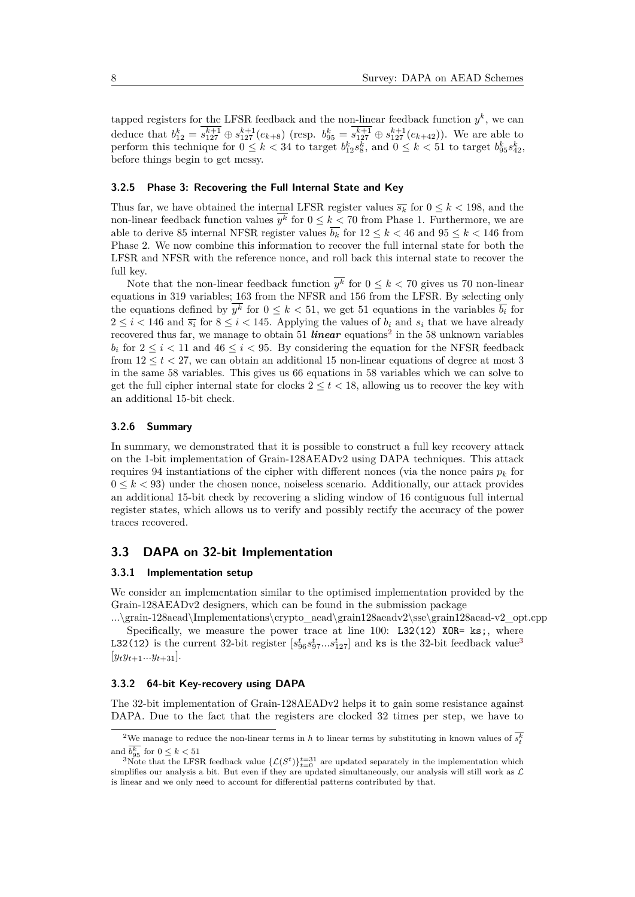tapped registers for the LFSR feedback and the non-linear feedback function $y^k$, we can deduce that $b_{12}^k = \overline{s_{127}^{k+1}} \oplus s_{127}^{k+1}(e_{k+8})$ (resp. $b_{95}^k = \overline{s_{127}^{k+1}} \oplus s_{127}^{k+1}(e_{k+42})$). We are able to perform this technique for $0 \leq k < 34$ to target $b_{12}^k s_8^k$, and $0 \leq k < 51$ to target $b_{95}^k s_{42}^k$, before things begin to get messy.

#### 3.2.5 Phase 3: Recovering the Full Internal State and Key

Thus far, we have obtained the internal LFSR register values $\overline{s_k}$ for $0 \leq k < 198$, and the non-linear feedback function values $\overline{y^k}$ for $0 \leq k < 70$ from Phase 1. Furthermore, we are able to derive 85 internal NFSR register values $\overline{b_k}$ for $12 \leq k < 46$ and $95 \leq k < 146$ from Phase 2. We now combine this information to recover the full internal state for both the LFSR and NFSR with the reference nonce, and roll back this internal state to recover the full key.

Note that the non-linear feedback function $\overline{y^k}$ for $0 \leq k < 70$ gives us 70 non-linear equations in 319 variables; 163 from the NFSR and 156 from the LFSR. By selecting only the equations defined by $\overline{y^k}$ for $0 \leq k < 51$, we get 51 equations in the variables $\overline{b_i}$ for $2 \leq i < 146$ and $\overline{s_i}$ for $8 \leq i < 145$. Applying the values of $b_i$ and $s_i$ that we have already recovered thus far, we manage to obtain 51 ***linear*** equations[2] in the 58 unknown variables $b_i$ for $2 \leq i < 11$ and $46 \leq i < 95$. By considering the equation for the NFSR feedback from $12 \leq t < 27$, we can obtain an additional 15 non-linear equations of degree at most 3 in the same 58 variables. This gives us 66 equations in 58 variables which we can solve to get the full cipher internal state for clocks $2 \leq t < 18$, allowing us to recover the key with an additional 15-bit check.

#### 3.2.6 Summary

In summary, we demonstrated that it is possible to construct a full key recovery attack on the 1-bit implementation of Grain-128AEADv2 using DAPA techniques. This attack requires 94 instantiations of the cipher with different nonces (via the nonce pairs $p_k$ for $0 \leq k < 93$) under the chosen nonce, noiseless scenario. Additionally, our attack provides an additional 15-bit check by recovering a sliding window of 16 contiguous full internal register states, which allows us to verify and possibly rectify the accuracy of the power traces recovered.

### 3.3 DAPA on 32-bit Implementation

#### 3.3.1 Implementation setup

We consider an implementation similar to the optimised implementation provided by the Grain-128AEADv2 designers, which can be found in the submission package

...\grain-128aead\Implementations\crypto_aead\grain128aeadv2\sse\grain128aead-v2_opt.cpp

Specifically, we measure the power trace at line 100: `L32(12) XOR= ks;`, where `L32(12)` is the current 32-bit register $[s_{96}^t s_{97}^t ... s_{127}^t]$ and `ks` is the 32-bit feedback value[3] $[y_t y_{t+1} ... y_{t+31}]$.

#### 3.3.2 64-bit Key-recovery using DAPA

The 32-bit implementation of Grain-128AEADv2 helps it to gain some resistance against DAPA. Due to the fact that the registers are clocked 32 times per step, we have to

[2] We manage to reduce the non-linear terms in $h$ to linear terms by substituting in known values of $\overline{s_t^k}$ and $\overline{b_{95}^k}$ for $0 \leq k < 51$

[3] Note that the LFSR feedback value $\{\mathcal{L}(S^t)\}_{t=0}^{t=31}$ are updated separately in the implementation which simplifies our analysis a bit. But even if they are updated simultaneously, our analysis will still work as $\mathcal{L}$ is linear and we only need to account for differential patterns contributed by that.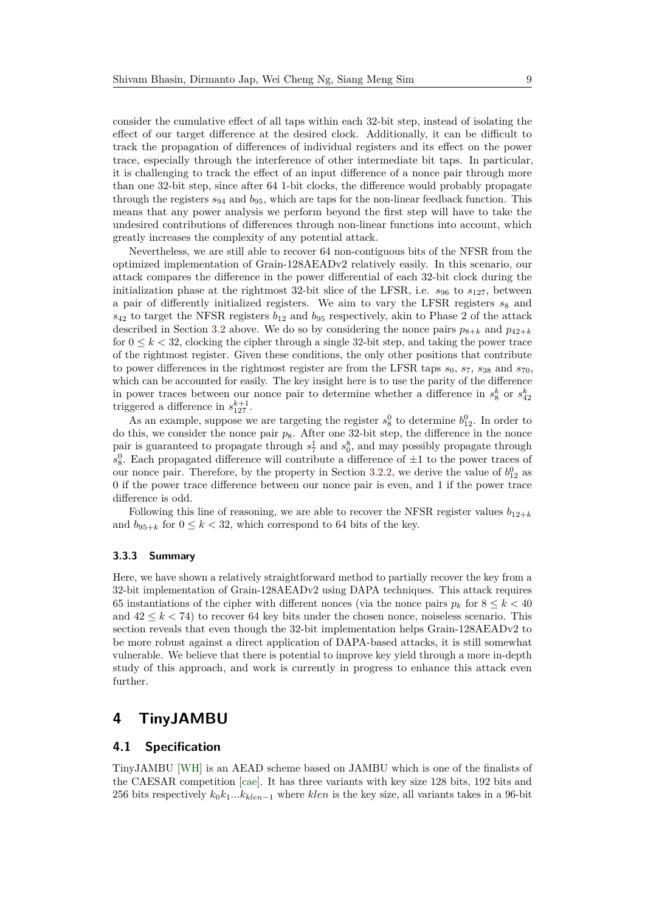consider the cumulative effect of all taps within each 32-bit step, instead of isolating the effect of our target difference at the desired clock. Additionally, it can be difficult to track the propagation of differences of individual registers and its effect on the power trace, especially through the interference of other intermediate bit taps. In particular, it is challenging to track the effect of an input difference of a nonce pair through more than one 32-bit step, since after 64 1-bit clocks, the difference would probably propagate through the registers $s_{94}$ and $b_{95}$, which are taps for the non-linear feedback function. This means that any power analysis we perform beyond the first step will have to take the undesired contributions of differences through non-linear functions into account, which greatly increases the complexity of any potential attack.

Nevertheless, we are still able to recover 64 non-contiguous bits of the NFSR from the optimized implementation of Grain-128AEADv2 relatively easily. In this scenario, our attack compares the difference in the power differential of each 32-bit clock during the initialization phase at the rightmost 32-bit slice of the LFSR, i.e. $s_{96}$ to $s_{127}$, between a pair of differently initialized registers. We aim to vary the LFSR registers $s_8$ and $s_{42}$ to target the NFSR registers $b_{12}$ and $b_{95}$ respectively, akin to Phase 2 of the attack described in Section 3.2 above. We do so by considering the nonce pairs $p_{8+k}$ and $p_{42+k}$ for $0 \leq k < 32$, clocking the cipher through a single 32-bit step, and taking the power trace of the rightmost register. Given these conditions, the only other positions that contribute to power differences in the rightmost register are from the LFSR taps $s_0$, $s_7$, $s_{38}$ and $s_{70}$, which can be accounted for easily. The key insight here is to use the parity of the difference in power traces between our nonce pair to determine whether a difference in $s_8^k$ or $s_{42}^k$ triggered a difference in $s_{127}^{k+1}$.

As an example, suppose we are targeting the register $s_8^0$ to determine $b_{12}^0$. In order to do this, we consider the nonce pair $p_8$. After one 32-bit step, the difference in the nonce pair is guaranteed to propagate through $s_7^1$ and $s_0^8$, and may possibly propagate through $s_8^0$. Each propagated difference will contribute a difference of $\pm 1$ to the power traces of our nonce pair. Therefore, by the property in Section 3.2.2, we derive the value of $b_{12}^0$ as 0 if the power trace difference between our nonce pair is even, and 1 if the power trace difference is odd.

Following this line of reasoning, we are able to recover the NFSR register values $b_{12+k}$ and $b_{95+k}$ for $0 \leq k < 32$, which correspond to 64 bits of the key.

### 3.3.3 Summary

Here, we have shown a relatively straightforward method to partially recover the key from a 32-bit implementation of Grain-128AEADv2 using DAPA techniques. This attack requires 65 instantiations of the cipher with different nonces (via the nonce pairs $p_k$ for $8 \leq k < 40$ and $42 \leq k < 74$) to recover 64 key bits under the chosen nonce, noiseless scenario. This section reveals that even though the 32-bit implementation helps Grain-128AEADv2 to be more robust against a direct application of DAPA-based attacks, it is still somewhat vulnerable. We believe that there is potential to improve key yield through a more in-depth study of this approach, and work is currently in progress to enhance this attack even further.

# 4 TinyJAMBU

## 4.1 Specification

TinyJAMBU [WH] is an AEAD scheme based on JAMBU which is one of the finalists of the CAESAR competition [cae]. It has three variants with key size 128 bits, 192 bits and 256 bits respectively $k_0 k_1 \ldots k_{klen-1}$ where $klen$ is the key size, all variants takes in a 96-bit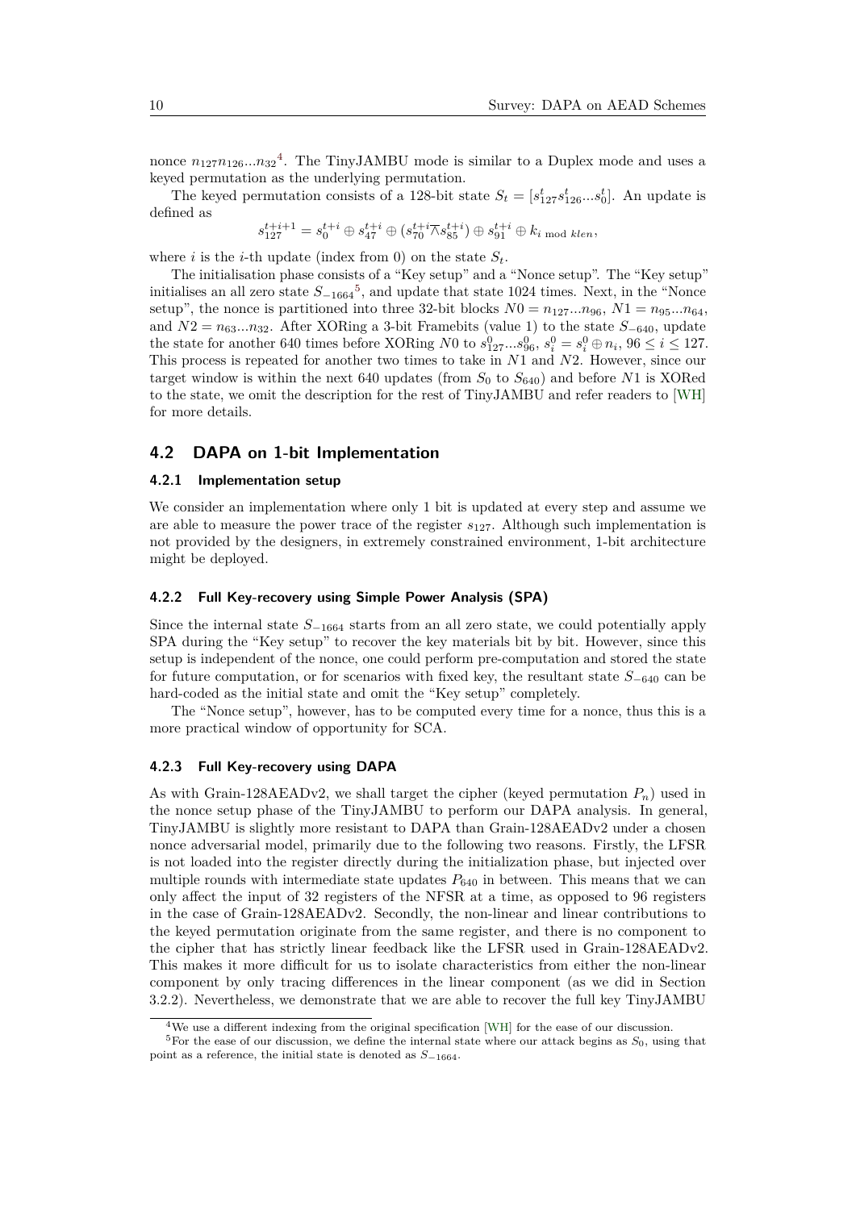nonce $n_{127}n_{126}...n_{32}$[4]. The TinyJAMBU mode is similar to a Duplex mode and uses a keyed permutation as the underlying permutation.

The keyed permutation consists of a 128-bit state $S_t = [s_{127}^t s_{126}^t ... s_0^t]$. An update is defined as

$$s_{127}^{t+i+1} = s_0^{t+i} \oplus s_{47}^{t+i} \oplus (s_{70}^{t+i} \overline{\wedge} s_{85}^{t+i}) \oplus s_{91}^{t+i} \oplus k_{i \bmod klen},$$

where $i$ is the $i$-th update (index from 0) on the state $S_t$.

The initialisation phase consists of a "Key setup" and a "Nonce setup". The "Key setup" initialises an all zero state $S_{-1664}$[5], and update that state 1024 times. Next, in the "Nonce setup", the nonce is partitioned into three 32-bit blocks $N0 = n_{127}...n_{96}$, $N1 = n_{95}...n_{64}$, and $N2 = n_{63}...n_{32}$. After XORing a 3-bit Framebits (value 1) to the state $S_{-640}$, update the state for another 640 times before XORing $N0$ to $s_{127}^0...s_{96}^0$, $s_i^0 = s_i^0 \oplus n_i$, $96 \le i \le 127$. This process is repeated for another two times to take in $N1$ and $N2$. However, since our target window is within the next 640 updates (from $S_0$ to $S_{640}$) and before $N1$ is XORed to the state, we omit the description for the rest of TinyJAMBU and refer readers to [WH] for more details.

## 4.2 DAPA on 1-bit Implementation

### 4.2.1 Implementation setup

We consider an implementation where only 1 bit is updated at every step and assume we are able to measure the power trace of the register $s_{127}$. Although such implementation is not provided by the designers, in extremely constrained environment, 1-bit architecture might be deployed.

### 4.2.2 Full Key-recovery using Simple Power Analysis (SPA)

Since the internal state $S_{-1664}$ starts from an all zero state, we could potentially apply SPA during the "Key setup" to recover the key materials bit by bit. However, since this setup is independent of the nonce, one could perform pre-computation and stored the state for future computation, or for scenarios with fixed key, the resultant state $S_{-640}$ can be hard-coded as the initial state and omit the "Key setup" completely.

The "Nonce setup", however, has to be computed every time for a nonce, thus this is a more practical window of opportunity for SCA.

### 4.2.3 Full Key-recovery using DAPA

As with Grain-128AEADv2, we shall target the cipher (keyed permutation $P_n$) used in the nonce setup phase of the TinyJAMBU to perform our DAPA analysis. In general, TinyJAMBU is slightly more resistant to DAPA than Grain-128AEADv2 under a chosen nonce adversarial model, primarily due to the following two reasons. Firstly, the LFSR is not loaded into the register directly during the initialization phase, but injected over multiple rounds with intermediate state updates $P_{640}$ in between. This means that we can only affect the input of 32 registers of the NFSR at a time, as opposed to 96 registers in the case of Grain-128AEADv2. Secondly, the non-linear and linear contributions to the keyed permutation originate from the same register, and there is no component to the cipher that has strictly linear feedback like the LFSR used in Grain-128AEADv2. This makes it more difficult for us to isolate characteristics from either the non-linear component by only tracing differences in the linear component (as we did in Section 3.2.2). Nevertheless, we demonstrate that we are able to recover the full key TinyJAMBU

[4] We use a different indexing from the original specification [WH] for the ease of our discussion.

[5] For the ease of our discussion, we define the internal state where our attack begins as $S_0$, using that point as a reference, the initial state is denoted as $S_{-1664}$.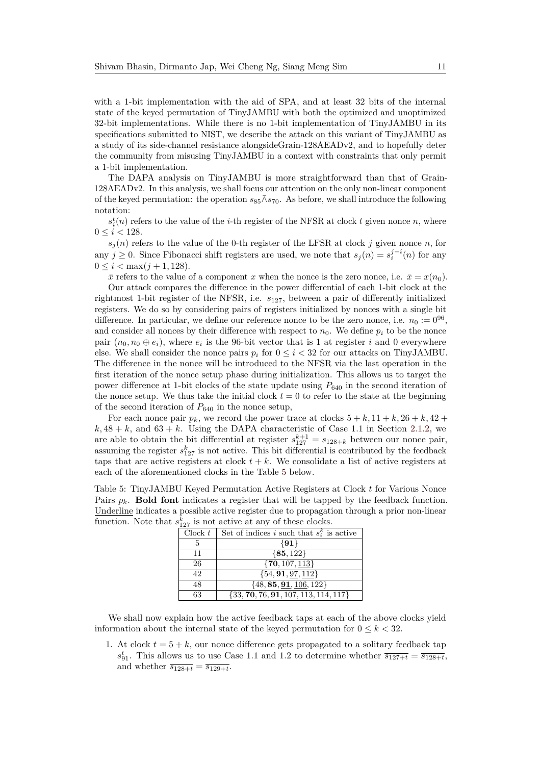with a 1-bit implementation with the aid of SPA, and at least 32 bits of the internal state of the keyed permutation of TinyJAMBU with both the optimized and unoptimized 32-bit implementations. While there is no 1-bit implementation of TinyJAMBU in its specifications submitted to NIST, we describe the attack on this variant of TinyJAMBU as a study of its side-channel resistance alongsideGrain-128AEADv2, and to hopefully deter the community from misusing TinyJAMBU in a context with constraints that only permit a 1-bit implementation.

The DAPA analysis on TinyJAMBU is more straightforward than that of Grain-128AEADv2. In this analysis, we shall focus our attention on the only non-linear component of the keyed permutation: the operation $s_{85} \bar{\wedge} s_{70}$. As before, we shall introduce the following notation:

$s_i^t(n)$ refers to the value of the $i$-th register of the NFSR at clock $t$ given nonce $n$, where $0 \leq i < 128$.

$s_j(n)$ refers to the value of the 0-th register of the LFSR at clock $j$ given nonce $n$, for any $j \geq 0$. Since Fibonacci shift registers are used, we note that $s_j(n) = s_i^{j-i}(n)$ for any $0 \leq i < \max(j+1, 128)$.

$\bar{x}$ refers to the value of a component $x$ when the nonce is the zero nonce, i.e. $\bar{x} = x(n_0)$.

Our attack compares the difference in the power differential of each 1-bit clock at the rightmost 1-bit register of the NFSR, i.e. $s_{127}$, between a pair of differently initialized registers. We do so by considering pairs of registers initialized by nonces with a single bit difference. In particular, we define our reference nonce to be the zero nonce, i.e. $n_0 := 0^{96}$, and consider all nonces by their difference with respect to $n_0$. We define $p_i$ to be the nonce pair $(n_0, n_0 \oplus e_i)$, where $e_i$ is the 96-bit vector that is 1 at register $i$ and 0 everywhere else. We shall consider the nonce pairs $p_i$ for $0 \leq i < 32$ for our attacks on TinyJAMBU. The difference in the nonce will be introduced to the NFSR via the last operation in the first iteration of the nonce setup phase during initialization. This allows us to target the power difference at 1-bit clocks of the state update using $P_{640}$ in the second iteration of the nonce setup. We thus take the initial clock $t = 0$ to refer to the state at the beginning of the second iteration of $P_{640}$ in the nonce setup,

For each nonce pair $p_k$, we record the power trace at clocks $5+k, 11+k, 26+k, 42+k, 48+k$, and $63+k$. Using the DAPA characteristic of Case 1.1 in Section 2.1.2, we are able to obtain the bit differential at register $s_{127}^{k+1} = s_{128+k}$ between our nonce pair, assuming the register $s_{127}^k$ is not active. This bit differential is contributed by the feedback taps that are active registers at clock $t+k$. We consolidate a list of active registers at each of the aforementioned clocks in the Table 5 below.

Table 5: TinyJAMBU Keyed Permutation Active Registers at Clock $t$ for Various Nonce Pairs $p_k$. **Bold font** indicates a register that will be tapped by the feedback function. Underline indicates a possible active register due to propagation through a prior non-linear function. Note that $s_{127}^k$ is not active at any of these clocks.

| Clock $t$ | Set of indices $i$ such that $s_i^k$ is active |
|---|---|
| 5 | $\{\mathbf{91}\}$ |
| 11 | $\{\mathbf{85}, 122\}$ |
| 26 | $\{\mathbf{70}, 107, \underline{113}\}$ |
| 42 | $\{54, \mathbf{91}, \underline{97}, \underline{112}\}$ |
| 48 | $\{48, \mathbf{85}, \underline{\mathbf{91}}, \underline{106}, 122\}$ |
| 63 | $\{33, \mathbf{70}, \underline{76}, \underline{\mathbf{91}}, 107, \underline{113}, 114, \underline{117}\}$ |

We shall now explain how the active feedback taps at each of the above clocks yield information about the internal state of the keyed permutation for $0 \leq k < 32$.

1. At clock $t = 5+k$, our nonce difference gets propagated to a solitary feedback tap $s_{91}^t$. This allows us to use Case 1.1 and 1.2 to determine whether $\overline{s_{127+t}} = \overline{s_{128+t}}$, and whether $\overline{s_{128+t}} = \overline{s_{129+t}}$.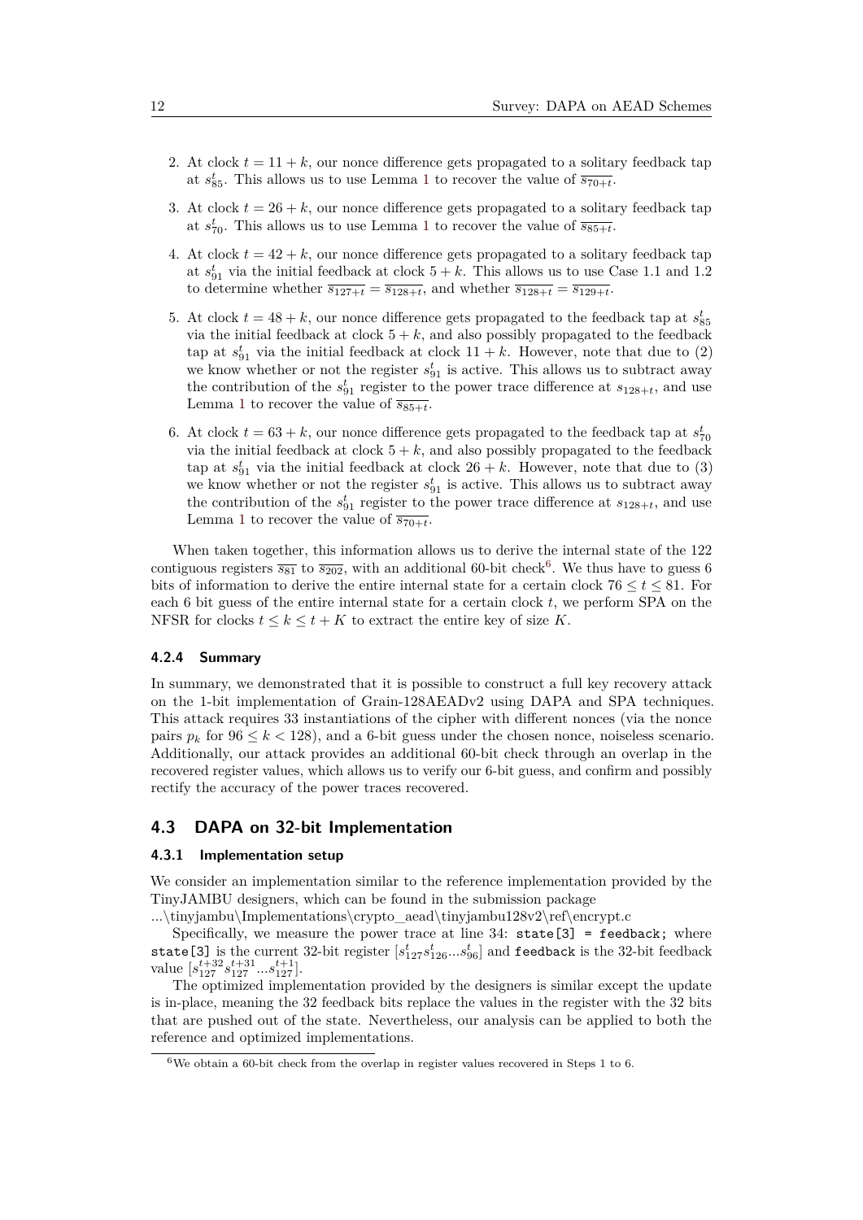2. At clock $t = 11 + k$, our nonce difference gets propagated to a solitary feedback tap at $s^t_{85}$. This allows us to use Lemma 1 to recover the value of $\overline{s_{70+t}}$.
3. At clock $t = 26 + k$, our nonce difference gets propagated to a solitary feedback tap at $s^t_{70}$. This allows us to use Lemma 1 to recover the value of $\overline{s_{85+t}}$.
4. At clock $t = 42 + k$, our nonce difference gets propagated to a solitary feedback tap at $s^t_{91}$ via the initial feedback at clock $5 + k$. This allows us to use Case 1.1 and 1.2 to determine whether $\overline{s_{127+t}} = \overline{s_{128+t}}$, and whether $\overline{s_{128+t}} = \overline{s_{129+t}}$.
5. At clock $t = 48 + k$, our nonce difference gets propagated to the feedback tap at $s^t_{85}$ via the initial feedback at clock $5 + k$, and also possibly propagated to the feedback tap at $s^t_{91}$ via the initial feedback at clock $11 + k$. However, note that due to (2) we know whether or not the register $s^t_{91}$ is active. This allows us to subtract away the contribution of the $s^t_{91}$ register to the power trace difference at $s_{128+t}$, and use Lemma 1 to recover the value of $\overline{s_{85+t}}$.
6. At clock $t = 63 + k$, our nonce difference gets propagated to the feedback tap at $s^t_{70}$ via the initial feedback at clock $5 + k$, and also possibly propagated to the feedback tap at $s^t_{91}$ via the initial feedback at clock $26 + k$. However, note that due to (3) we know whether or not the register $s^t_{91}$ is active. This allows us to subtract away the contribution of the $s^t_{91}$ register to the power trace difference at $s_{128+t}$, and use Lemma 1 to recover the value of $\overline{s_{70+t}}$.

When taken together, this information allows us to derive the internal state of the 122 contiguous registers $\overline{s_{81}}$ to $\overline{s_{202}}$, with an additional 60-bit check[6]. We thus have to guess 6 bits of information to derive the entire internal state for a certain clock $76 \leq t \leq 81$. For each 6 bit guess of the entire internal state for a certain clock $t$, we perform SPA on the NFSR for clocks $t \leq k \leq t + K$ to extract the entire key of size $K$.

#### 4.2.4 Summary

In summary, we demonstrated that it is possible to construct a full key recovery attack on the 1-bit implementation of Grain-128AEADv2 using DAPA and SPA techniques. This attack requires 33 instantiations of the cipher with different nonces (via the nonce pairs $p_k$ for $96 \leq k < 128$), and a 6-bit guess under the chosen nonce, noiseless scenario. Additionally, our attack provides an additional 60-bit check through an overlap in the recovered register values, which allows us to verify our 6-bit guess, and confirm and possibly rectify the accuracy of the power traces recovered.

## 4.3 DAPA on 32-bit Implementation

#### 4.3.1 Implementation setup

We consider an implementation similar to the reference implementation provided by the TinyJAMBU designers, which can be found in the submission package
...\tinyjambu\Implementations\crypto_aead\tinyjambu128v2\ref\encrypt.c

Specifically, we measure the power trace at line 34: `state[3] = feedback;` where `state[3]` is the current 32-bit register $[s^t_{127}s^t_{126}...s^t_{96}]$ and `feedback` is the 32-bit feedback value $[s^{t+32}_{127}s^{t+31}_{127}...s^{t+1}_{127}]$.

The optimized implementation provided by the designers is similar except the update is in-place, meaning the 32 feedback bits replace the values in the register with the 32 bits that are pushed out of the state. Nevertheless, our analysis can be applied to both the reference and optimized implementations.

[6] We obtain a 60-bit check from the overlap in register values recovered in Steps 1 to 6.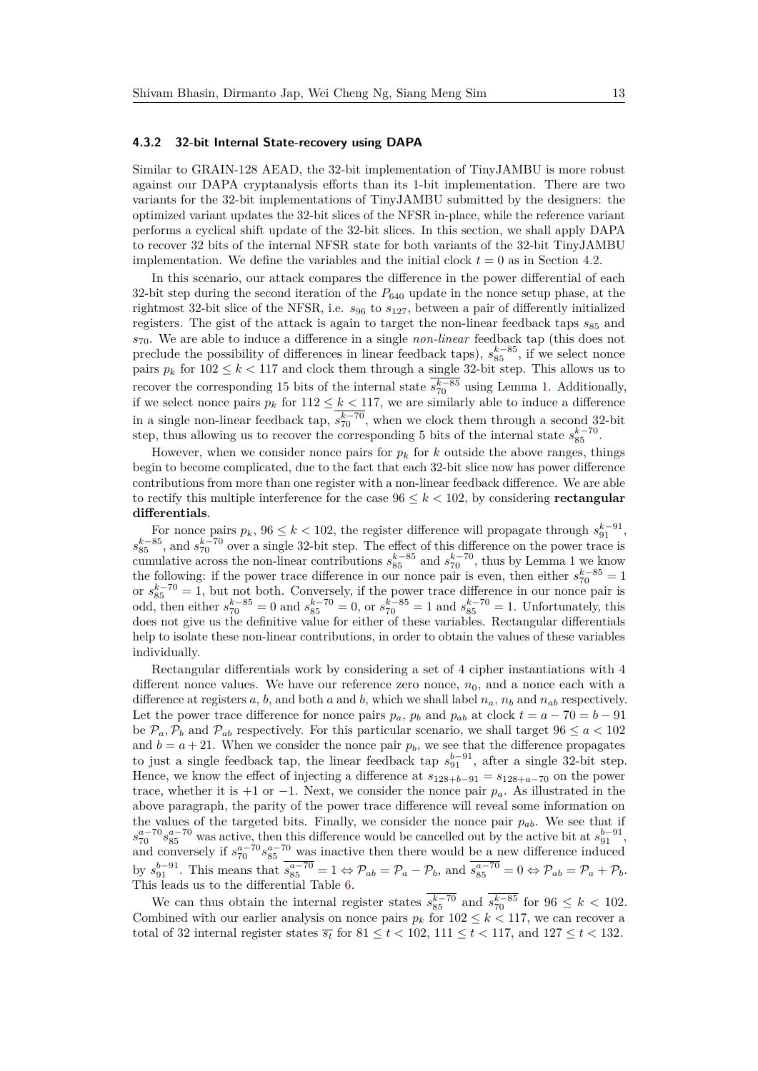#### 4.3.2 32-bit Internal State-recovery using DAPA

Similar to GRAIN-128 AEAD, the 32-bit implementation of TinyJAMBU is more robust against our DAPA cryptanalysis efforts than its 1-bit implementation. There are two variants for the 32-bit implementations of TinyJAMBU submitted by the designers: the optimized variant updates the 32-bit slices of the NFSR in-place, while the reference variant performs a cyclical shift update of the 32-bit slices. In this section, we shall apply DAPA to recover 32 bits of the internal NFSR state for both variants of the 32-bit TinyJAMBU implementation. We define the variables and the initial clock $t = 0$ as in Section 4.2.

In this scenario, our attack compares the difference in the power differential of each 32-bit step during the second iteration of the $P_{640}$ update in the nonce setup phase, at the rightmost 32-bit slice of the NFSR, i.e. $s_{96}$ to $s_{127}$, between a pair of differently initialized registers. The gist of the attack is again to target the non-linear feedback taps $s_{85}$ and $s_{70}$. We are able to induce a difference in a single *non-linear* feedback tap (this does not preclude the possibility of differences in linear feedback taps), $s_{85}^{k-85}$, if we select nonce pairs $p_k$ for $102 \leq k < 117$ and clock them through a single 32-bit step. This allows us to recover the corresponding 15 bits of the internal state $\overline{s_{70}^{k-85}}$ using Lemma 1. Additionally, if we select nonce pairs $p_k$ for $112 \leq k < 117$, we are similarly able to induce a difference in a single non-linear feedback tap, $\overline{s_{70}^{k-70}}$, when we clock them through a second 32-bit step, thus allowing us to recover the corresponding 5 bits of the internal state $s_{85}^{k-70}$.

However, when we consider nonce pairs for $p_k$ for $k$ outside the above ranges, things begin to become complicated, due to the fact that each 32-bit slice now has power difference contributions from more than one register with a non-linear feedback difference. We are able to rectify this multiple interference for the case $96 \leq k < 102$, by considering **rectangular differentials**.

For nonce pairs $p_k$, $96 \leq k < 102$, the register difference will propagate through $s_{91}^{k-91}$, $s_{85}^{k-85}$, and $s_{70}^{k-70}$ over a single 32-bit step. The effect of this difference on the power trace is cumulative across the non-linear contributions $s_{85}^{k-85}$ and $s_{70}^{k-70}$, thus by Lemma 1 we know the following: if the power trace difference in our nonce pair is even, then either $s_{70}^{k-85} = 1$ or $s_{85}^{k-70} = 1$, but not both. Conversely, if the power trace difference in our nonce pair is odd, then either $s_{70}^{k-85} = 0$ and $s_{85}^{k-70} = 0$, or $s_{70}^{k-85} = 1$ and $s_{85}^{k-70} = 1$. Unfortunately, this does not give us the definitive value for either of these variables. Rectangular differentials help to isolate these non-linear contributions, in order to obtain the values of these variables individually.

Rectangular differentials work by considering a set of 4 cipher instantiations with 4 different nonce values. We have our reference zero nonce, $n_0$, and a nonce each with a difference at registers $a$, $b$, and both $a$ and $b$, which we shall label $n_a$, $n_b$ and $n_{ab}$ respectively. Let the power trace difference for nonce pairs $p_a$, $p_b$ and $p_{ab}$ at clock $t = a - 70 = b - 91$ be $\mathcal{P}_a, \mathcal{P}_b$ and $\mathcal{P}_{ab}$ respectively. For this particular scenario, we shall target $96 \leq a < 102$ and $b = a + 21$. When we consider the nonce pair $p_b$, we see that the difference propagates to just a single feedback tap, the linear feedback tap $s_{91}^{b-91}$, after a single 32-bit step. Hence, we know the effect of injecting a difference at $s_{128+b-91} = s_{128+a-70}$ on the power trace, whether it is $+1$ or $-1$. Next, we consider the nonce pair $p_a$. As illustrated in the above paragraph, the parity of the power trace difference will reveal some information on the values of the targeted bits. Finally, we consider the nonce pair $p_{ab}$. We see that if $s_{70}^{a-70} s_{85}^{a-70}$ was active, then this difference would be cancelled out by the active bit at $s_{91}^{b-91}$, and conversely if $s_{70}^{a-70} s_{85}^{a-70}$ was inactive then there would be a new difference induced by $s_{91}^{b-91}$. This means that $\overline{s_{85}^{a-70}} = 1 \Leftrightarrow \mathcal{P}_{ab} = \mathcal{P}_a - \mathcal{P}_b$, and $\overline{s_{85}^{a-70}} = 0 \Leftrightarrow \mathcal{P}_{ab} = \mathcal{P}_a + \mathcal{P}_b$. This leads us to the differential Table 6.

We can thus obtain the internal register states $\overline{s_{85}^{k-70}}$ and $\overline{s_{70}^{k-85}}$ for $96 \leq k < 102$. Combined with our earlier analysis on nonce pairs $p_k$ for $102 \leq k < 117$, we can recover a total of 32 internal register states $\overline{s_t}$ for $81 \leq t < 102$, $111 \leq t < 117$, and $127 \leq t < 132$.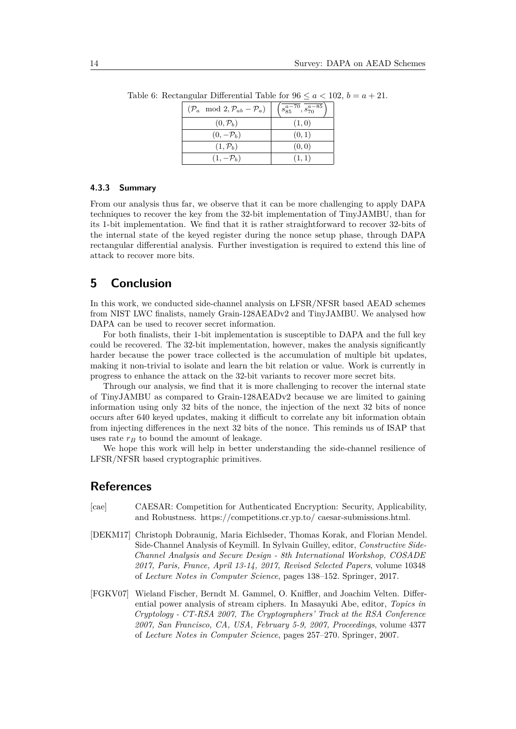Table 6: Rectangular Differential Table for $96 \leq a < 102$, $b = a + 21$.

| $(\mathcal{P}_a \mod 2, \mathcal{P}_{ab} - \mathcal{P}_a)$ | $\left(\overline{s_{85}^{a-70}}, \overline{s_{70}^{a-85}}\right)$ |
|---|---|
| $(0, \mathcal{P}_b)$ | $(1, 0)$ |
| $(0, -\mathcal{P}_b)$ | $(0, 1)$ |
| $(1, \mathcal{P}_b)$ | $(0, 0)$ |
| $(1, -\mathcal{P}_b)$ | $(1, 1)$ |

### 4.3.3 Summary

From our analysis thus far, we observe that it can be more challenging to apply DAPA techniques to recover the key from the 32-bit implementation of TinyJAMBU, than for its 1-bit implementation. We find that it is rather straightforward to recover 32-bits of the internal state of the keyed register during the nonce setup phase, through DAPA rectangular differential analysis. Further investigation is required to extend this line of attack to recover more bits.

## 5 Conclusion

In this work, we conducted side-channel analysis on LFSR/NFSR based AEAD schemes from NIST LWC finalists, namely Grain-128AEADv2 and TinyJAMBU. We analysed how DAPA can be used to recover secret information.

For both finalists, their 1-bit implementation is susceptible to DAPA and the full key could be recovered. The 32-bit implementation, however, makes the analysis significantly harder because the power trace collected is the accumulation of multiple bit updates, making it non-trivial to isolate and learn the bit relation or value. Work is currently in progress to enhance the attack on the 32-bit variants to recover more secret bits.

Through our analysis, we find that it is more challenging to recover the internal state of TinyJAMBU as compared to Grain-128AEADv2 because we are limited to gaining information using only 32 bits of the nonce, the injection of the next 32 bits of nonce occurs after 640 keyed updates, making it difficult to correlate any bit information obtain from injecting differences in the next 32 bits of the nonce. This reminds us of ISAP that uses rate $r_B$ to bound the amount of leakage.

We hope this work will help in better understanding the side-channel resilience of LFSR/NFSR based cryptographic primitives.

## References

[cae] CAESAR: Competition for Authenticated Encryption: Security, Applicability, and Robustness. https://competitions.cr.yp.to/ caesar-submissions.html.

[DEKM17] Christoph Dobraunig, Maria Eichlseder, Thomas Korak, and Florian Mendel. Side-Channel Analysis of Keymill. In Sylvain Guilley, editor, *Constructive Side-Channel Analysis and Secure Design - 8th International Workshop, COSADE 2017, Paris, France, April 13-14, 2017, Revised Selected Papers*, volume 10348 of *Lecture Notes in Computer Science*, pages 138–152. Springer, 2017.

[FGKV07] Wieland Fischer, Berndt M. Gammel, O. Kniffler, and Joachim Velten. Differential power analysis of stream ciphers. In Masayuki Abe, editor, *Topics in Cryptology - CT-RSA 2007, The Cryptographers' Track at the RSA Conference 2007, San Francisco, CA, USA, February 5-9, 2007, Proceedings*, volume 4377 of *Lecture Notes in Computer Science*, pages 257–270. Springer, 2007.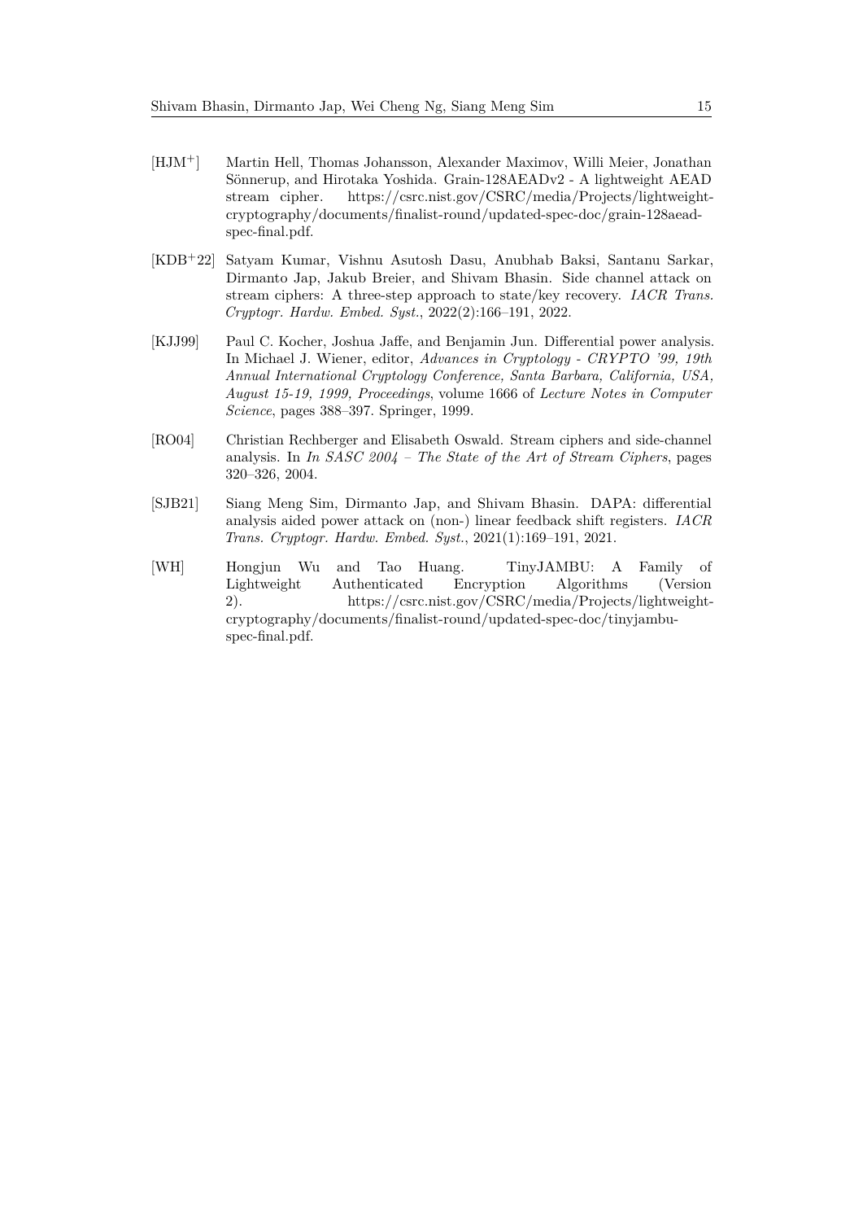[HJM+] Martin Hell, Thomas Johansson, Alexander Maximov, Willi Meier, Jonathan Sönnerup, and Hirotaka Yoshida. Grain-128AEADv2 - A lightweight AEAD stream cipher. https://csrc.nist.gov/CSRC/media/Projects/lightweight-cryptography/documents/finalist-round/updated-spec-doc/grain-128aead-spec-final.pdf.

[KDB+22] Satyam Kumar, Vishnu Asutosh Dasu, Anubhab Baksi, Santanu Sarkar, Dirmanto Jap, Jakub Breier, and Shivam Bhasin. Side channel attack on stream ciphers: A three-step approach to state/key recovery. *IACR Trans. Cryptogr. Hardw. Embed. Syst.*, 2022(2):166–191, 2022.

[KJJ99] Paul C. Kocher, Joshua Jaffe, and Benjamin Jun. Differential power analysis. In Michael J. Wiener, editor, *Advances in Cryptology - CRYPTO '99, 19th Annual International Cryptology Conference, Santa Barbara, California, USA, August 15-19, 1999, Proceedings*, volume 1666 of *Lecture Notes in Computer Science*, pages 388–397. Springer, 1999.

[RO04] Christian Rechberger and Elisabeth Oswald. Stream ciphers and side-channel analysis. In *In SASC 2004 – The State of the Art of Stream Ciphers*, pages 320–326, 2004.

[SJB21] Siang Meng Sim, Dirmanto Jap, and Shivam Bhasin. DAPA: differential analysis aided power attack on (non-) linear feedback shift registers. *IACR Trans. Cryptogr. Hardw. Embed. Syst.*, 2021(1):169–191, 2021.

[WH] Hongjun Wu and Tao Huang. TinyJAMBU: A Family of Lightweight Authenticated Encryption Algorithms (Version 2). https://csrc.nist.gov/CSRC/media/Projects/lightweight-cryptography/documents/finalist-round/updated-spec-doc/tinyjambu-spec-final.pdf.